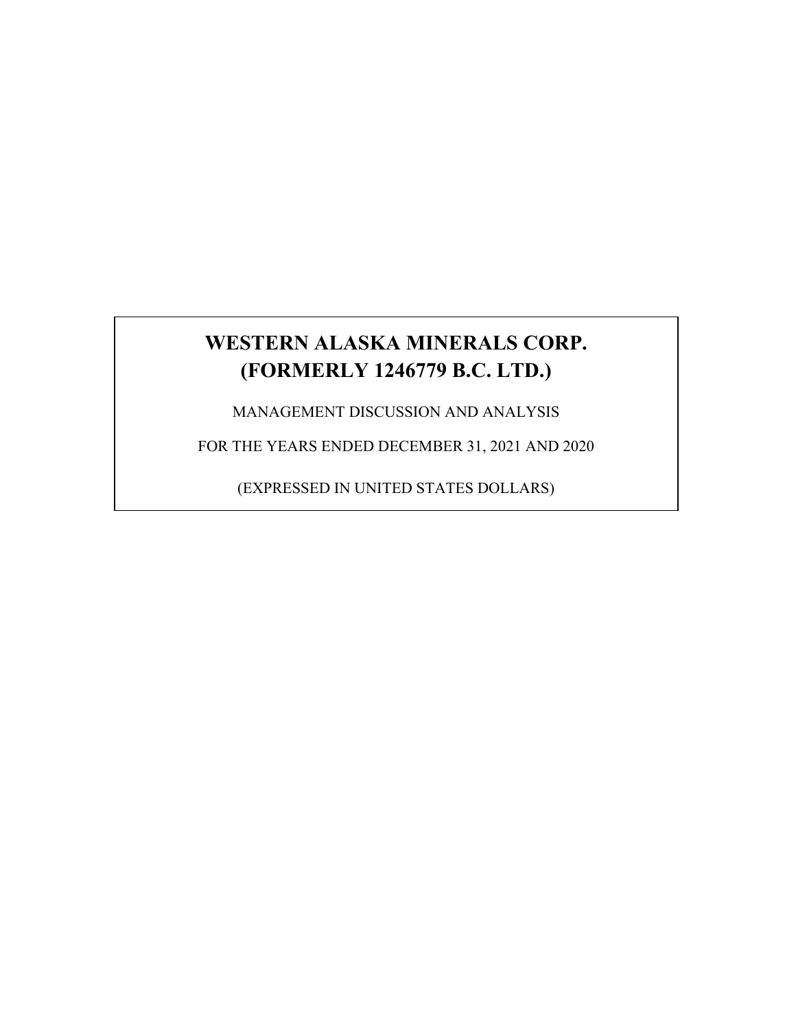# WESTERN ALASKA MINERALS CORP.
# (FORMERLY 1246779 B.C. LTD.)

MANAGEMENT DISCUSSION AND ANALYSIS

FOR THE YEARS ENDED DECEMBER 31, 2021 AND 2020

(EXPRESSED IN UNITED STATES DOLLARS)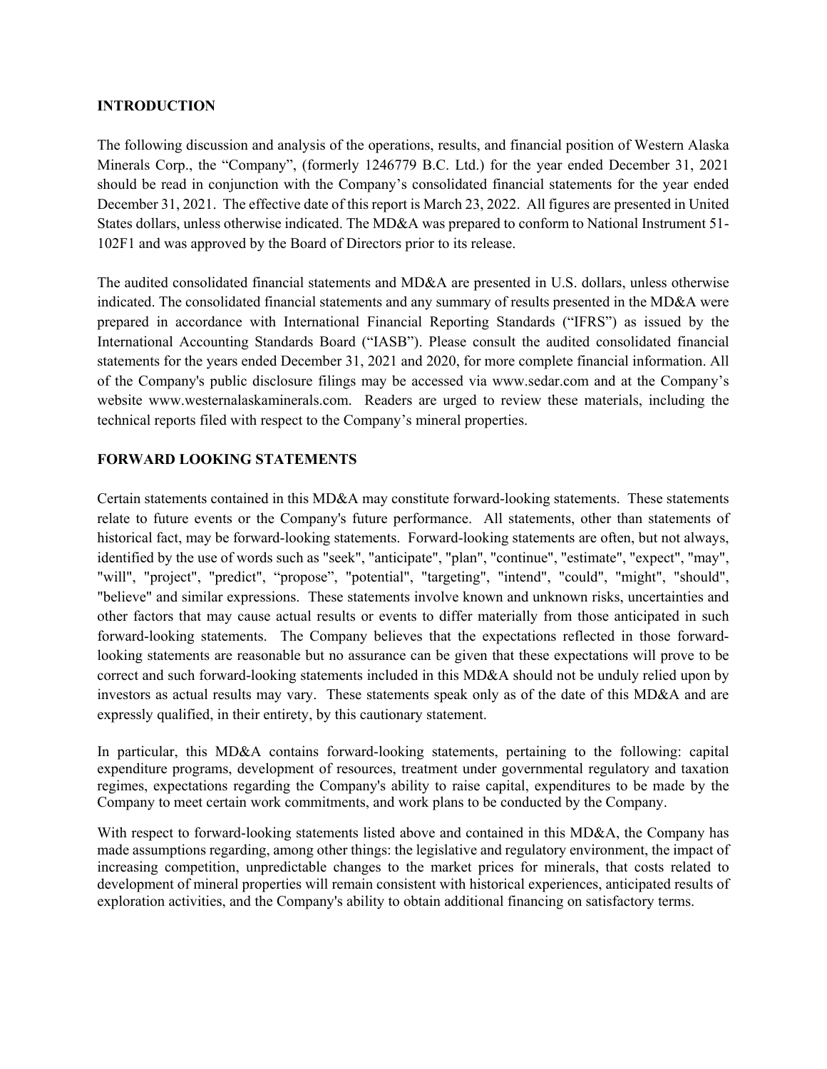## INTRODUCTION

The following discussion and analysis of the operations, results, and financial position of Western Alaska Minerals Corp., the "Company", (formerly 1246779 B.C. Ltd.) for the year ended December 31, 2021 should be read in conjunction with the Company's consolidated financial statements for the year ended December 31, 2021. The effective date of this report is March 23, 2022. All figures are presented in United States dollars, unless otherwise indicated. The MD&A was prepared to conform to National Instrument 51-102F1 and was approved by the Board of Directors prior to its release.

The audited consolidated financial statements and MD&A are presented in U.S. dollars, unless otherwise indicated. The consolidated financial statements and any summary of results presented in the MD&A were prepared in accordance with International Financial Reporting Standards ("IFRS") as issued by the International Accounting Standards Board ("IASB"). Please consult the audited consolidated financial statements for the years ended December 31, 2021 and 2020, for more complete financial information. All of the Company's public disclosure filings may be accessed via www.sedar.com and at the Company's website www.westernalaskaminerals.com. Readers are urged to review these materials, including the technical reports filed with respect to the Company's mineral properties.

## FORWARD LOOKING STATEMENTS

Certain statements contained in this MD&A may constitute forward-looking statements. These statements relate to future events or the Company's future performance. All statements, other than statements of historical fact, may be forward-looking statements. Forward-looking statements are often, but not always, identified by the use of words such as "seek", "anticipate", "plan", "continue", "estimate", "expect", "may", "will", "project", "predict", "propose", "potential", "targeting", "intend", "could", "might", "should", "believe" and similar expressions. These statements involve known and unknown risks, uncertainties and other factors that may cause actual results or events to differ materially from those anticipated in such forward-looking statements. The Company believes that the expectations reflected in those forward-looking statements are reasonable but no assurance can be given that these expectations will prove to be correct and such forward-looking statements included in this MD&A should not be unduly relied upon by investors as actual results may vary. These statements speak only as of the date of this MD&A and are expressly qualified, in their entirety, by this cautionary statement.

In particular, this MD&A contains forward-looking statements, pertaining to the following: capital expenditure programs, development of resources, treatment under governmental regulatory and taxation regimes, expectations regarding the Company's ability to raise capital, expenditures to be made by the Company to meet certain work commitments, and work plans to be conducted by the Company.

With respect to forward-looking statements listed above and contained in this MD&A, the Company has made assumptions regarding, among other things: the legislative and regulatory environment, the impact of increasing competition, unpredictable changes to the market prices for minerals, that costs related to development of mineral properties will remain consistent with historical experiences, anticipated results of exploration activities, and the Company's ability to obtain additional financing on satisfactory terms.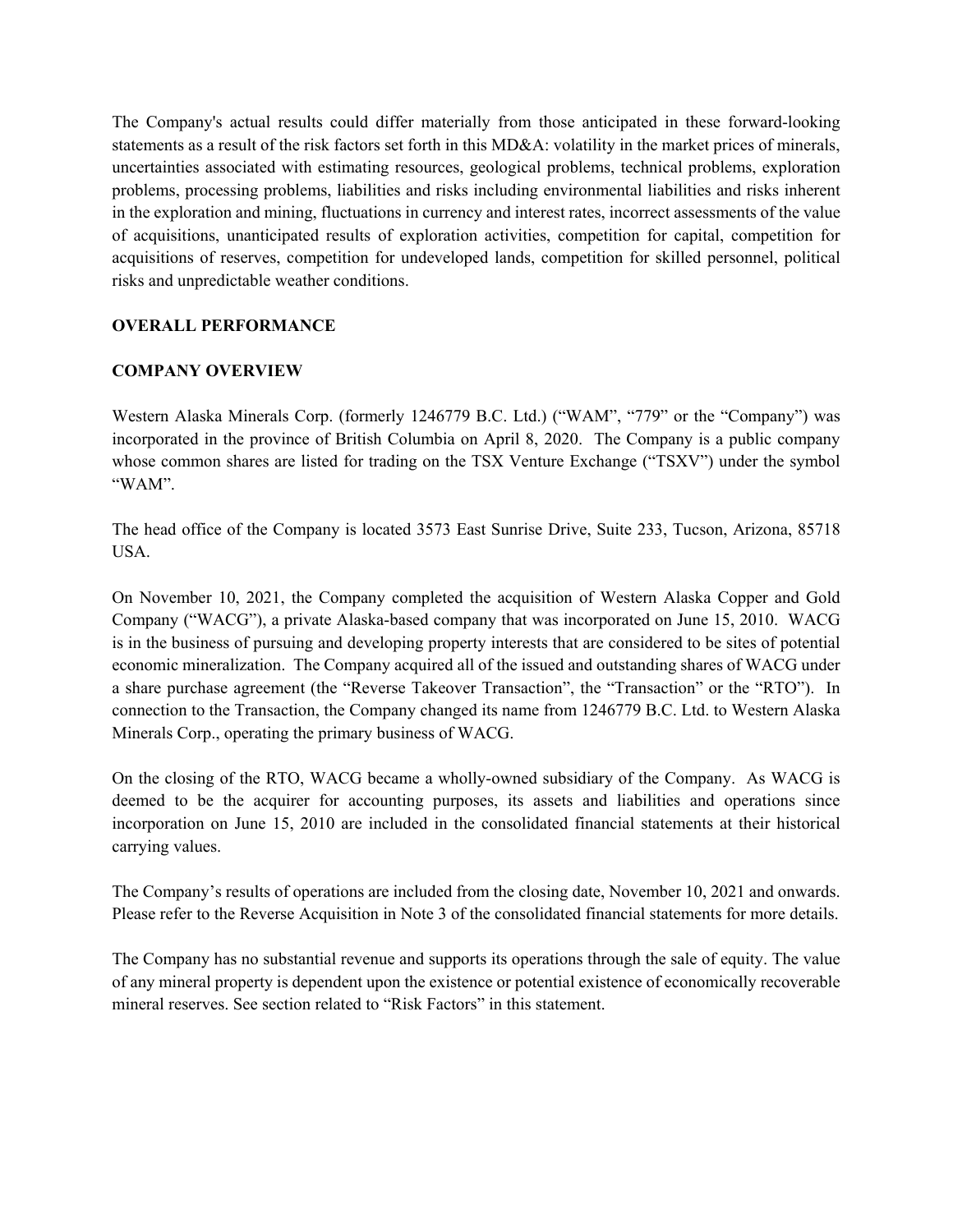The Company's actual results could differ materially from those anticipated in these forward-looking statements as a result of the risk factors set forth in this MD&A: volatility in the market prices of minerals, uncertainties associated with estimating resources, geological problems, technical problems, exploration problems, processing problems, liabilities and risks including environmental liabilities and risks inherent in the exploration and mining, fluctuations in currency and interest rates, incorrect assessments of the value of acquisitions, unanticipated results of exploration activities, competition for capital, competition for acquisitions of reserves, competition for undeveloped lands, competition for skilled personnel, political risks and unpredictable weather conditions.

## OVERALL PERFORMANCE

## COMPANY OVERVIEW

Western Alaska Minerals Corp. (formerly 1246779 B.C. Ltd.) ("WAM", "779" or the "Company") was incorporated in the province of British Columbia on April 8, 2020. The Company is a public company whose common shares are listed for trading on the TSX Venture Exchange ("TSXV") under the symbol "WAM".

The head office of the Company is located 3573 East Sunrise Drive, Suite 233, Tucson, Arizona, 85718 USA.

On November 10, 2021, the Company completed the acquisition of Western Alaska Copper and Gold Company ("WACG"), a private Alaska-based company that was incorporated on June 15, 2010. WACG is in the business of pursuing and developing property interests that are considered to be sites of potential economic mineralization. The Company acquired all of the issued and outstanding shares of WACG under a share purchase agreement (the "Reverse Takeover Transaction", the "Transaction" or the "RTO"). In connection to the Transaction, the Company changed its name from 1246779 B.C. Ltd. to Western Alaska Minerals Corp., operating the primary business of WACG.

On the closing of the RTO, WACG became a wholly-owned subsidiary of the Company. As WACG is deemed to be the acquirer for accounting purposes, its assets and liabilities and operations since incorporation on June 15, 2010 are included in the consolidated financial statements at their historical carrying values.

The Company's results of operations are included from the closing date, November 10, 2021 and onwards. Please refer to the Reverse Acquisition in Note 3 of the consolidated financial statements for more details.

The Company has no substantial revenue and supports its operations through the sale of equity. The value of any mineral property is dependent upon the existence or potential existence of economically recoverable mineral reserves. See section related to "Risk Factors" in this statement.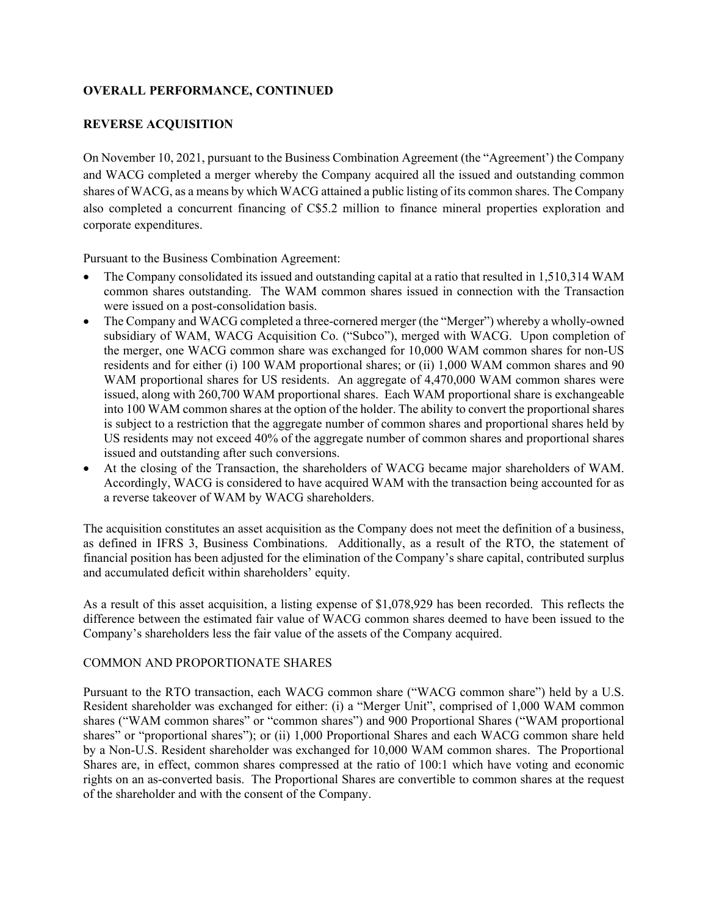**OVERALL PERFORMANCE, CONTINUED**

**REVERSE ACQUISITION**

On November 10, 2021, pursuant to the Business Combination Agreement (the "Agreement') the Company and WACG completed a merger whereby the Company acquired all the issued and outstanding common shares of WACG, as a means by which WACG attained a public listing of its common shares. The Company also completed a concurrent financing of C$5.2 million to finance mineral properties exploration and corporate expenditures.

Pursuant to the Business Combination Agreement:

- The Company consolidated its issued and outstanding capital at a ratio that resulted in 1,510,314 WAM common shares outstanding. The WAM common shares issued in connection with the Transaction were issued on a post-consolidation basis.
- The Company and WACG completed a three-cornered merger (the "Merger") whereby a wholly-owned subsidiary of WAM, WACG Acquisition Co. ("Subco"), merged with WACG. Upon completion of the merger, one WACG common share was exchanged for 10,000 WAM common shares for non-US residents and for either (i) 100 WAM proportional shares; or (ii) 1,000 WAM common shares and 90 WAM proportional shares for US residents. An aggregate of 4,470,000 WAM common shares were issued, along with 260,700 WAM proportional shares. Each WAM proportional share is exchangeable into 100 WAM common shares at the option of the holder. The ability to convert the proportional shares is subject to a restriction that the aggregate number of common shares and proportional shares held by US residents may not exceed 40% of the aggregate number of common shares and proportional shares issued and outstanding after such conversions.
- At the closing of the Transaction, the shareholders of WACG became major shareholders of WAM. Accordingly, WACG is considered to have acquired WAM with the transaction being accounted for as a reverse takeover of WAM by WACG shareholders.

The acquisition constitutes an asset acquisition as the Company does not meet the definition of a business, as defined in IFRS 3, Business Combinations. Additionally, as a result of the RTO, the statement of financial position has been adjusted for the elimination of the Company's share capital, contributed surplus and accumulated deficit within shareholders' equity.

As a result of this asset acquisition, a listing expense of $1,078,929 has been recorded. This reflects the difference between the estimated fair value of WACG common shares deemed to have been issued to the Company's shareholders less the fair value of the assets of the Company acquired.

COMMON AND PROPORTIONATE SHARES

Pursuant to the RTO transaction, each WACG common share ("WACG common share") held by a U.S. Resident shareholder was exchanged for either: (i) a "Merger Unit", comprised of 1,000 WAM common shares ("WAM common shares" or "common shares") and 900 Proportional Shares ("WAM proportional shares" or "proportional shares"); or (ii) 1,000 Proportional Shares and each WACG common share held by a Non-U.S. Resident shareholder was exchanged for 10,000 WAM common shares. The Proportional Shares are, in effect, common shares compressed at the ratio of 100:1 which have voting and economic rights on an as-converted basis. The Proportional Shares are convertible to common shares at the request of the shareholder and with the consent of the Company.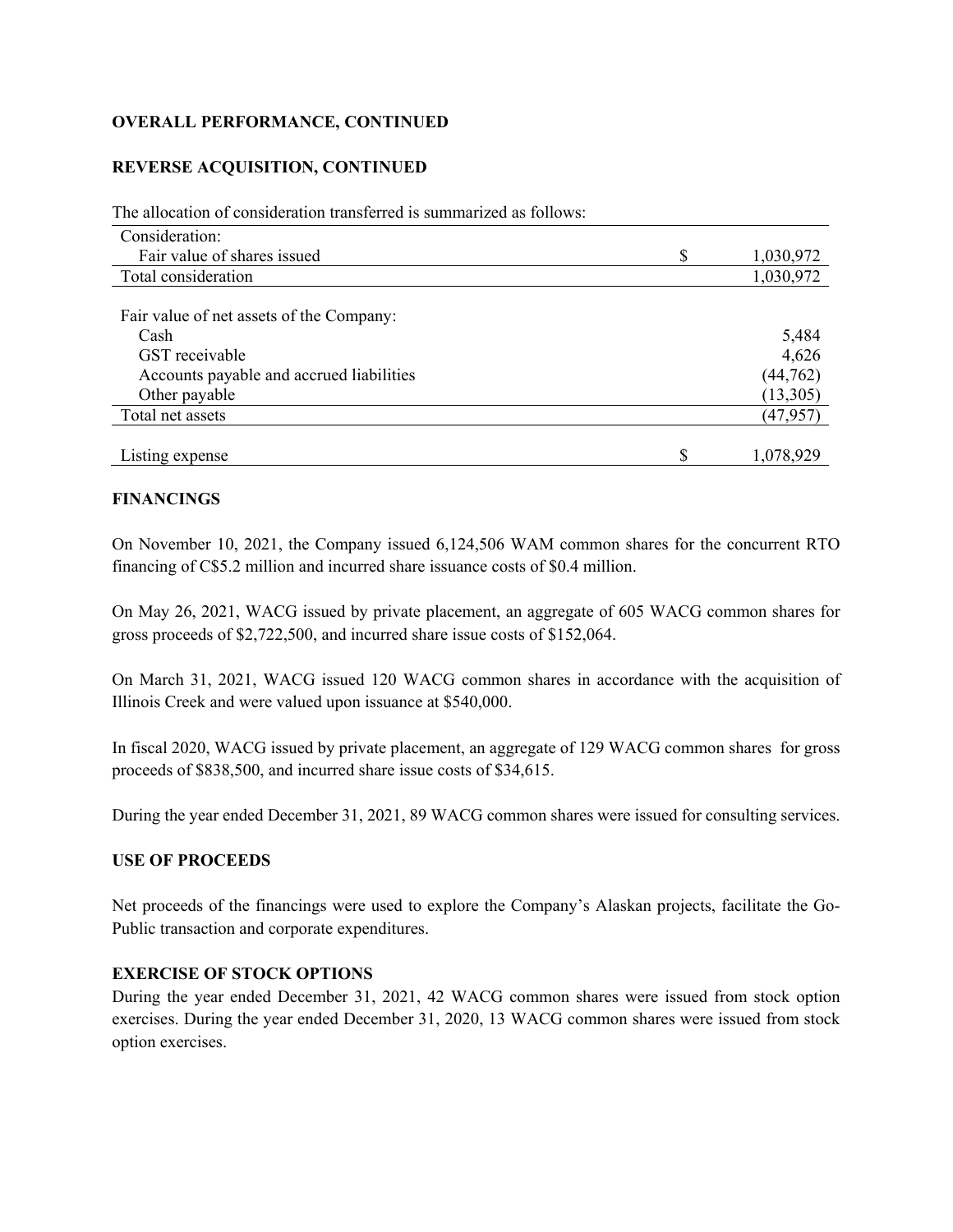**OVERALL PERFORMANCE, CONTINUED**

**REVERSE ACQUISITION, CONTINUED**

The allocation of consideration transferred is summarized as follows:

| | | |
|---|---|---|
| Consideration: | | |
| Fair value of shares issued | $ | 1,030,972 |
| Total consideration | | 1,030,972 |
| | | |
| Fair value of net assets of the Company: | | |
| Cash | | 5,484 |
| GST receivable | | 4,626 |
| Accounts payable and accrued liabilities | | (44,762) |
| Other payable | | (13,305) |
| Total net assets | | (47,957) |
| | | |
| Listing expense | $ | 1,078,929 |

**FINANCINGS**

On November 10, 2021, the Company issued 6,124,506 WAM common shares for the concurrent RTO financing of C$5.2 million and incurred share issuance costs of $0.4 million.

On May 26, 2021, WACG issued by private placement, an aggregate of 605 WACG common shares for gross proceeds of $2,722,500, and incurred share issue costs of $152,064.

On March 31, 2021, WACG issued 120 WACG common shares in accordance with the acquisition of Illinois Creek and were valued upon issuance at $540,000.

In fiscal 2020, WACG issued by private placement, an aggregate of 129 WACG common shares for gross proceeds of $838,500, and incurred share issue costs of $34,615.

During the year ended December 31, 2021, 89 WACG common shares were issued for consulting services.

**USE OF PROCEEDS**

Net proceeds of the financings were used to explore the Company's Alaskan projects, facilitate the Go-Public transaction and corporate expenditures.

**EXERCISE OF STOCK OPTIONS**

During the year ended December 31, 2021, 42 WACG common shares were issued from stock option exercises. During the year ended December 31, 2020, 13 WACG common shares were issued from stock option exercises.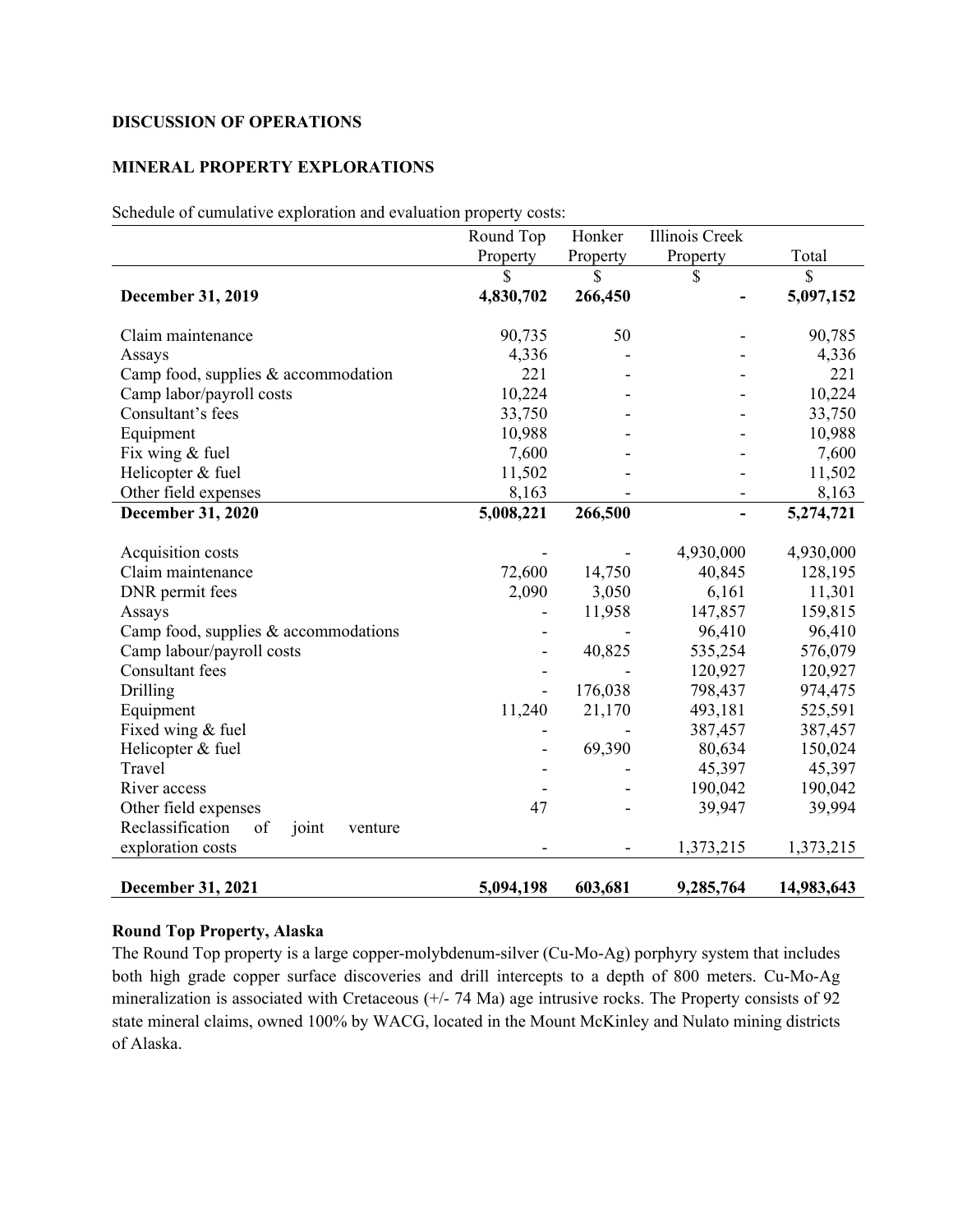**DISCUSSION OF OPERATIONS**

**MINERAL PROPERTY EXPLORATIONS**

Schedule of cumulative exploration and evaluation property costs:

| | Round Top Property | Honker Property | Illinois Creek Property | Total |
|---|---|---|---|---|
| | $ | $ | $ | $ |
| **December 31, 2019** | **4,830,702** | **266,450** | **-** | **5,097,152** |
| Claim maintenance | 90,735 | 50 | - | 90,785 |
| Assays | 4,336 | - | - | 4,336 |
| Camp food, supplies & accommodation | 221 | - | - | 221 |
| Camp labor/payroll costs | 10,224 | - | - | 10,224 |
| Consultant's fees | 33,750 | - | - | 33,750 |
| Equipment | 10,988 | - | - | 10,988 |
| Fix wing & fuel | 7,600 | - | - | 7,600 |
| Helicopter & fuel | 11,502 | - | - | 11,502 |
| Other field expenses | 8,163 | - | - | 8,163 |
| **December 31, 2020** | **5,008,221** | **266,500** | **-** | **5,274,721** |
| Acquisition costs | - | - | 4,930,000 | 4,930,000 |
| Claim maintenance | 72,600 | 14,750 | 40,845 | 128,195 |
| DNR permit fees | 2,090 | 3,050 | 6,161 | 11,301 |
| Assays | - | 11,958 | 147,857 | 159,815 |
| Camp food, supplies & accommodations | - | - | 96,410 | 96,410 |
| Camp labour/payroll costs | - | 40,825 | 535,254 | 576,079 |
| Consultant fees | - | - | 120,927 | 120,927 |
| Drilling | - | 176,038 | 798,437 | 974,475 |
| Equipment | 11,240 | 21,170 | 493,181 | 525,591 |
| Fixed wing & fuel | - | - | 387,457 | 387,457 |
| Helicopter & fuel | - | 69,390 | 80,634 | 150,024 |
| Travel | - | - | 45,397 | 45,397 |
| River access | - | - | 190,042 | 190,042 |
| Other field expenses | 47 | - | 39,947 | 39,994 |
| Reclassification of joint venture exploration costs | - | - | 1,373,215 | 1,373,215 |
| **December 31, 2021** | **5,094,198** | **603,681** | **9,285,764** | **14,983,643** |

**Round Top Property, Alaska**

The Round Top property is a large copper-molybdenum-silver (Cu-Mo-Ag) porphyry system that includes both high grade copper surface discoveries and drill intercepts to a depth of 800 meters. Cu-Mo-Ag mineralization is associated with Cretaceous (+/- 74 Ma) age intrusive rocks. The Property consists of 92 state mineral claims, owned 100% by WACG, located in the Mount McKinley and Nulato mining districts of Alaska.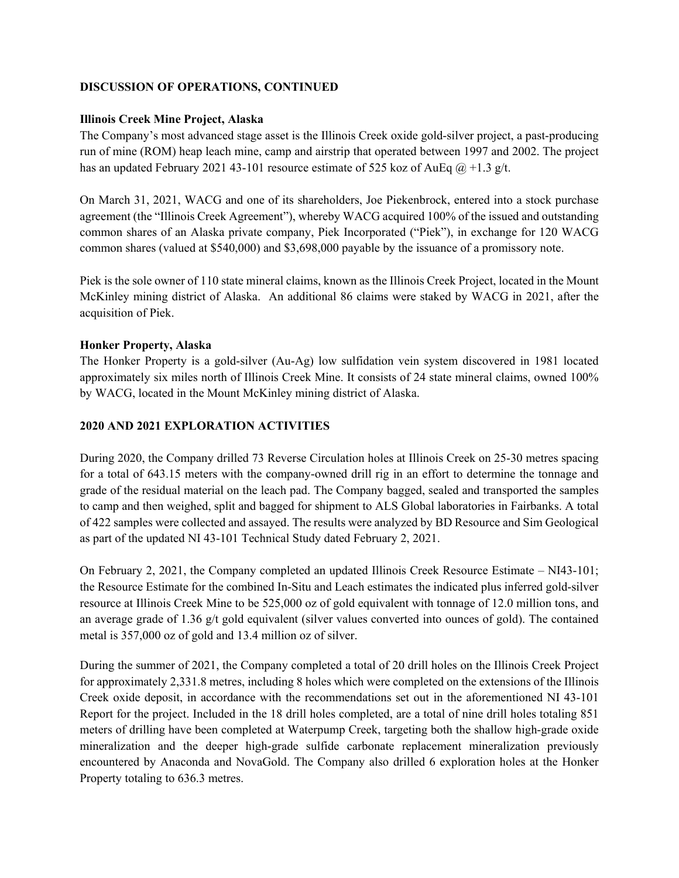**DISCUSSION OF OPERATIONS, CONTINUED**

**Illinois Creek Mine Project, Alaska**

The Company's most advanced stage asset is the Illinois Creek oxide gold-silver project, a past-producing run of mine (ROM) heap leach mine, camp and airstrip that operated between 1997 and 2002. The project has an updated February 2021 43-101 resource estimate of 525 koz of AuEq @ +1.3 g/t.

On March 31, 2021, WACG and one of its shareholders, Joe Piekenbrock, entered into a stock purchase agreement (the "Illinois Creek Agreement"), whereby WACG acquired 100% of the issued and outstanding common shares of an Alaska private company, Piek Incorporated ("Piek"), in exchange for 120 WACG common shares (valued at $540,000) and $3,698,000 payable by the issuance of a promissory note.

Piek is the sole owner of 110 state mineral claims, known as the Illinois Creek Project, located in the Mount McKinley mining district of Alaska. An additional 86 claims were staked by WACG in 2021, after the acquisition of Piek.

**Honker Property, Alaska**

The Honker Property is a gold-silver (Au-Ag) low sulfidation vein system discovered in 1981 located approximately six miles north of Illinois Creek Mine. It consists of 24 state mineral claims, owned 100% by WACG, located in the Mount McKinley mining district of Alaska.

**2020 AND 2021 EXPLORATION ACTIVITIES**

During 2020, the Company drilled 73 Reverse Circulation holes at Illinois Creek on 25-30 metres spacing for a total of 643.15 meters with the company-owned drill rig in an effort to determine the tonnage and grade of the residual material on the leach pad. The Company bagged, sealed and transported the samples to camp and then weighed, split and bagged for shipment to ALS Global laboratories in Fairbanks. A total of 422 samples were collected and assayed. The results were analyzed by BD Resource and Sim Geological as part of the updated NI 43-101 Technical Study dated February 2, 2021.

On February 2, 2021, the Company completed an updated Illinois Creek Resource Estimate – NI43-101; the Resource Estimate for the combined In-Situ and Leach estimates the indicated plus inferred gold-silver resource at Illinois Creek Mine to be 525,000 oz of gold equivalent with tonnage of 12.0 million tons, and an average grade of 1.36 g/t gold equivalent (silver values converted into ounces of gold). The contained metal is 357,000 oz of gold and 13.4 million oz of silver.

During the summer of 2021, the Company completed a total of 20 drill holes on the Illinois Creek Project for approximately 2,331.8 metres, including 8 holes which were completed on the extensions of the Illinois Creek oxide deposit, in accordance with the recommendations set out in the aforementioned NI 43-101 Report for the project. Included in the 18 drill holes completed, are a total of nine drill holes totaling 851 meters of drilling have been completed at Waterpump Creek, targeting both the shallow high-grade oxide mineralization and the deeper high-grade sulfide carbonate replacement mineralization previously encountered by Anaconda and NovaGold. The Company also drilled 6 exploration holes at the Honker Property totaling to 636.3 metres.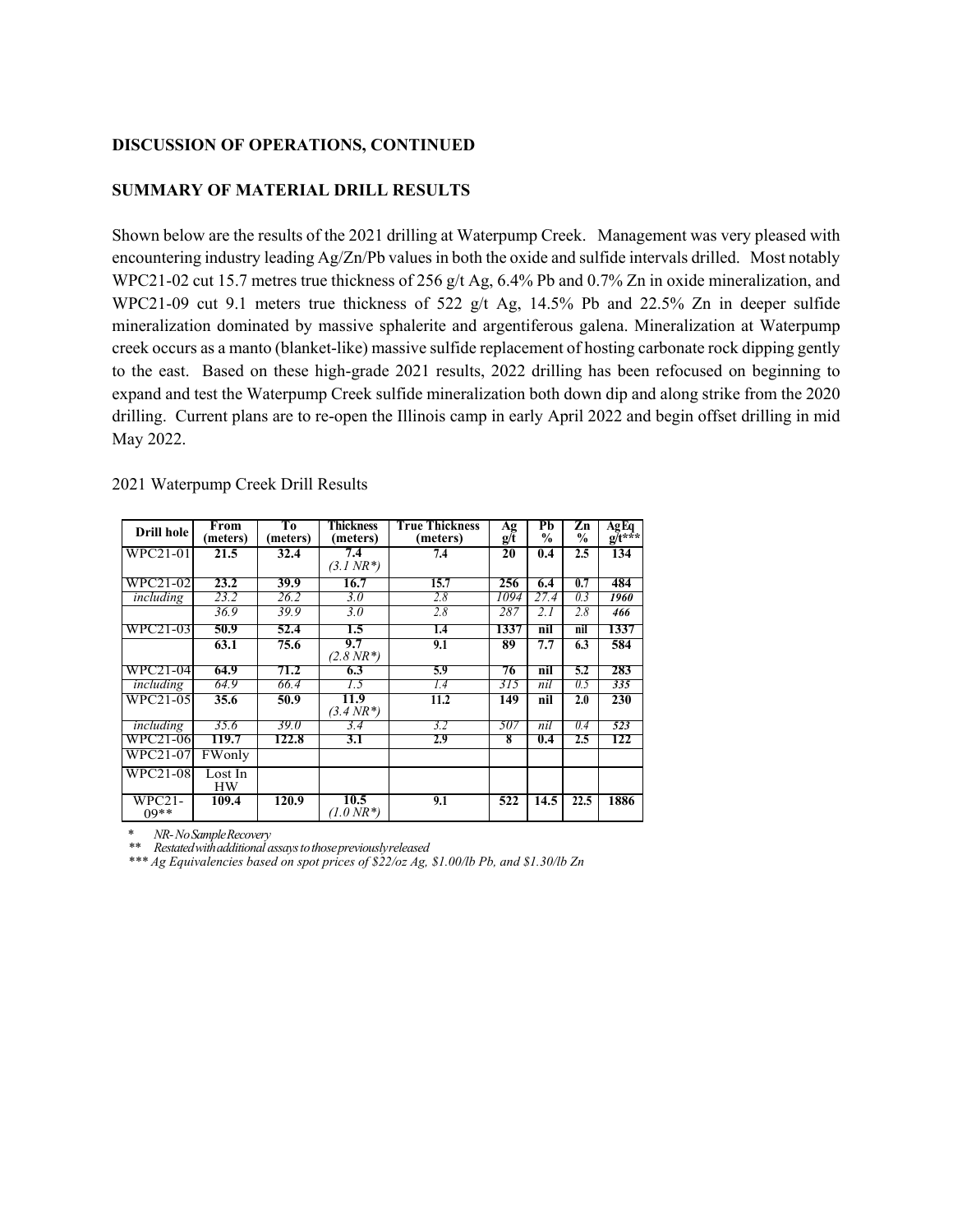## DISCUSSION OF OPERATIONS, CONTINUED

## SUMMARY OF MATERIAL DRILL RESULTS

Shown below are the results of the 2021 drilling at Waterpump Creek. Management was very pleased with encountering industry leading Ag/Zn/Pb values in both the oxide and sulfide intervals drilled. Most notably WPC21-02 cut 15.7 metres true thickness of 256 g/t Ag, 6.4% Pb and 0.7% Zn in oxide mineralization, and WPC21-09 cut 9.1 meters true thickness of 522 g/t Ag, 14.5% Pb and 22.5% Zn in deeper sulfide mineralization dominated by massive sphalerite and argentiferous galena. Mineralization at Waterpump creek occurs as a manto (blanket-like) massive sulfide replacement of hosting carbonate rock dipping gently to the east. Based on these high-grade 2021 results, 2022 drilling has been refocused on beginning to expand and test the Waterpump Creek sulfide mineralization both down dip and along strike from the 2020 drilling. Current plans are to re-open the Illinois camp in early April 2022 and begin offset drilling in mid May 2022.

2021 Waterpump Creek Drill Results

| Drill hole | From (meters) | To (meters) | Thickness (meters) | True Thickness (meters) | Ag g/t | Pb % | Zn % | AgEq g/t*** |
|---|---|---|---|---|---|---|---|---|
| WPC21-01 | **21.5** | **32.4** | **7.4** *(3.1 NR*)* | **7.4** | **20** | **0.4** | **2.5** | **134** |
| WPC21-02 | **23.2** | **39.9** | **16.7** | **15.7** | **256** | **6.4** | **0.7** | **484** |
| *including* | *23.2* | *26.2* | *3.0* | *2.8* | *1094* | *27.4* | *0.3* | ***1960*** |
| | *36.9* | *39.9* | *3.0* | *2.8* | *287* | *2.1* | *2.8* | ***466*** |
| WPC21-03 | **50.9** | **52.4** | **1.5** | **1.4** | **1337** | **nil** | **nil** | **1337** |
| | **63.1** | **75.6** | **9.7** *(2.8 NR*)* | **9.1** | **89** | **7.7** | **6.3** | **584** |
| WPC21-04 | **64.9** | **71.2** | **6.3** | **5.9** | **76** | **nil** | **5.2** | **283** |
| *including* | *64.9* | *66.4* | *1.5* | *1.4* | *315* | *nil* | *0.5* | ***335*** |
| WPC21-05 | **35.6** | **50.9** | **11.9** *(3.4 NR*)* | **11.2** | **149** | **nil** | **2.0** | **230** |
| *including* | *35.6* | *39.0* | *3.4* | *3.2* | *507* | *nil* | *0.4* | ***523*** |
| WPC21-06 | **119.7** | **122.8** | **3.1** | **2.9** | **8** | **0.4** | **2.5** | **122** |
| WPC21-07 | FWonly | | | | | | | |
| WPC21-08 | Lost In HW | | | | | | | |
| WPC21-09** | **109.4** | **120.9** | **10.5** *(1.0 NR*)* | **9.1** | **522** | **14.5** | **22.5** | **1886** |

\* *NR- No Sample Recovery*

\*\* *Restated with additional assays to those previously released*

\*\*\* *Ag Equivalencies based on spot prices of $22/oz Ag, $1.00/lb Pb, and $1.30/lb Zn*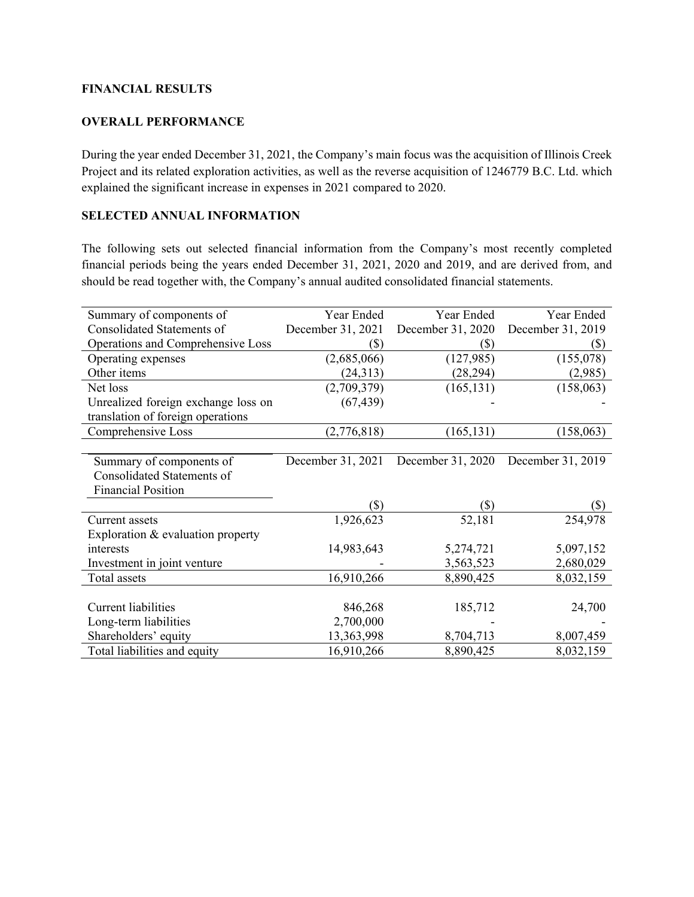## FINANCIAL RESULTS

## OVERALL PERFORMANCE

During the year ended December 31, 2021, the Company's main focus was the acquisition of Illinois Creek Project and its related exploration activities, as well as the reverse acquisition of 1246779 B.C. Ltd. which explained the significant increase in expenses in 2021 compared to 2020.

## SELECTED ANNUAL INFORMATION

The following sets out selected financial information from the Company's most recently completed financial periods being the years ended December 31, 2021, 2020 and 2019, and are derived from, and should be read together with, the Company's annual audited consolidated financial statements.

| Summary of components of Consolidated Statements of Operations and Comprehensive Loss | Year Ended December 31, 2021 ($) | Year Ended December 31, 2020 ($) | Year Ended December 31, 2019 ($) |
|---|---|---|---|
| Operating expenses | (2,685,066) | (127,985) | (155,078) |
| Other items | (24,313) | (28,294) | (2,985) |
| Net loss | (2,709,379) | (165,131) | (158,063) |
| Unrealized foreign exchange loss on translation of foreign operations | (67,439) | - | - |
| Comprehensive Loss | (2,776,818) | (165,131) | (158,063) |

| Summary of components of Consolidated Statements of Financial Position | December 31, 2021 ($) | December 31, 2020 ($) | December 31, 2019 ($) |
|---|---|---|---|
| Current assets | 1,926,623 | 52,181 | 254,978 |
| Exploration & evaluation property interests | 14,983,643 | 5,274,721 | 5,097,152 |
| Investment in joint venture | - | 3,563,523 | 2,680,029 |
| Total assets | 16,910,266 | 8,890,425 | 8,032,159 |
| | | | |
| Current liabilities | 846,268 | 185,712 | 24,700 |
| Long-term liabilities | 2,700,000 | - | - |
| Shareholders' equity | 13,363,998 | 8,704,713 | 8,007,459 |
| Total liabilities and equity | 16,910,266 | 8,890,425 | 8,032,159 |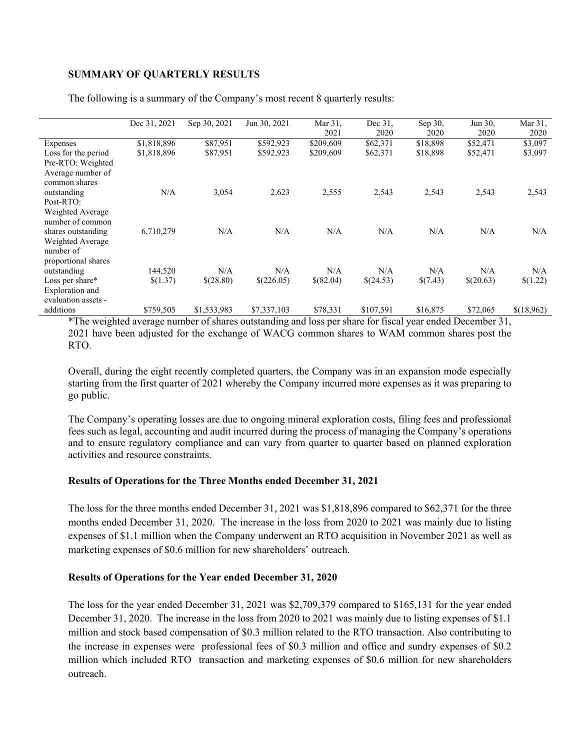## SUMMARY OF QUARTERLY RESULTS

The following is a summary of the Company's most recent 8 quarterly results:

| | Dec 31, 2021 | Sep 30, 2021 | Jun 30, 2021 | Mar 31, 2021 | Dec 31, 2020 | Sep 30, 2020 | Jun 30, 2020 | Mar 31, 2020 |
|---|---|---|---|---|---|---|---|---|
| Expenses | $1,818,896 | $87,951 | $592,923 | $209,609 | $62,371 | $18,898 | $52,471 | $3,097 |
| Loss for the period | $1,818,896 | $87,951 | $592,923 | $209,609 | $62,371 | $18,898 | $52,471 | $3,097 |
| Pre-RTO: Weighted Average number of common shares outstanding | N/A | 3,054 | 2,623 | 2,555 | 2,543 | 2,543 | 2,543 | 2,543 |
| Post-RTO: Weighted Average number of common shares outstanding | 6,710,279 | N/A | N/A | N/A | N/A | N/A | N/A | N/A |
| Weighted Average number of proportional shares outstanding | 144,520 | N/A | N/A | N/A | N/A | N/A | N/A | N/A |
| Loss per share* | $(1.37) | $(28.80) | $(226.05) | $(82.04) | $(24.53) | $(7.43) | $(20.63) | $(1.22) |
| Exploration and evaluation assets - additions | $759,505 | $1,533,983 | $7,337,103 | $78,331 | $107,591 | $16,875 | $72,065 | $(18,962) |

*The weighted average number of shares outstanding and loss per share for fiscal year ended December 31, 2021 have been adjusted for the exchange of WACG common shares to WAM common shares post the RTO.

Overall, during the eight recently completed quarters, the Company was in an expansion mode especially starting from the first quarter of 2021 whereby the Company incurred more expenses as it was preparing to go public.

The Company's operating losses are due to ongoing mineral exploration costs, filing fees and professional fees such as legal, accounting and audit incurred during the process of managing the Company's operations and to ensure regulatory compliance and can vary from quarter to quarter based on planned exploration activities and resource constraints.

### Results of Operations for the Three Months ended December 31, 2021

The loss for the three months ended December 31, 2021 was $1,818,896 compared to $62,371 for the three months ended December 31, 2020. The increase in the loss from 2020 to 2021 was mainly due to listing expenses of $1.1 million when the Company underwent an RTO acquisition in November 2021 as well as marketing expenses of $0.6 million for new shareholders' outreach.

### Results of Operations for the Year ended December 31, 2020

The loss for the year ended December 31, 2021 was $2,709,379 compared to $165,131 for the year ended December 31, 2020. The increase in the loss from 2020 to 2021 was mainly due to listing expenses of $1.1 million and stock based compensation of $0.3 million related to the RTO transaction. Also contributing to the increase in expenses were professional fees of $0.3 million and office and sundry expenses of $0.2 million which included RTO transaction and marketing expenses of $0.6 million for new shareholders outreach.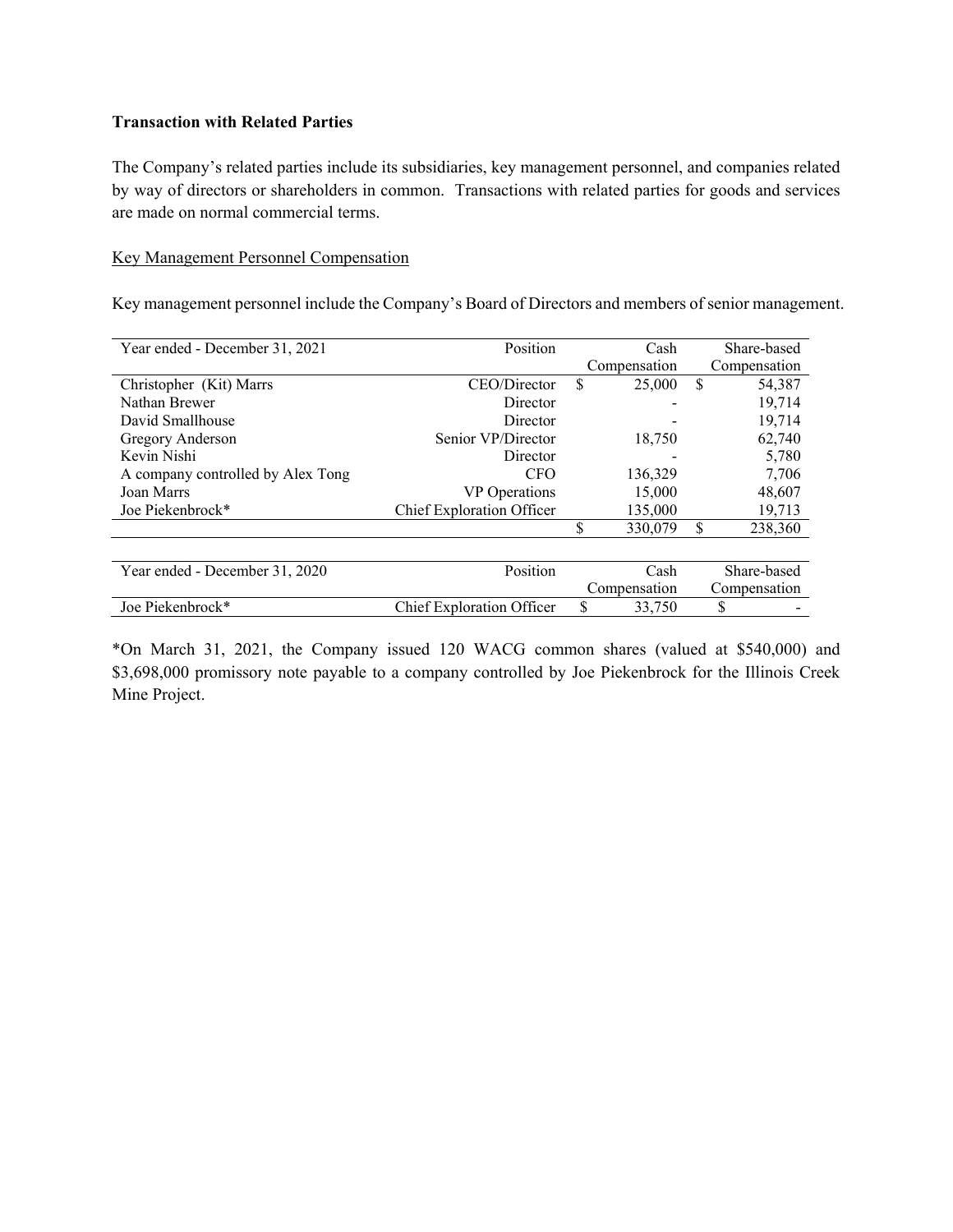**Transaction with Related Parties**

The Company's related parties include its subsidiaries, key management personnel, and companies related by way of directors or shareholders in common. Transactions with related parties for goods and services are made on normal commercial terms.

Key Management Personnel Compensation

Key management personnel include the Company's Board of Directors and members of senior management.

| Year ended - December 31, 2021 | Position | Cash Compensation | Share-based Compensation |
|---|---|---|---|
| Christopher (Kit) Marrs | CEO/Director | $ 25,000 | $ 54,387 |
| Nathan Brewer | Director | - | 19,714 |
| David Smallhouse | Director | - | 19,714 |
| Gregory Anderson | Senior VP/Director | 18,750 | 62,740 |
| Kevin Nishi | Director | - | 5,780 |
| A company controlled by Alex Tong | CFO | 136,329 | 7,706 |
| Joan Marrs | VP Operations | 15,000 | 48,607 |
| Joe Piekenbrock* | Chief Exploration Officer | 135,000 | 19,713 |
| | | $ 330,079 | $ 238,360 |

| Year ended - December 31, 2020 | Position | Cash Compensation | Share-based Compensation |
|---|---|---|---|
| Joe Piekenbrock* | Chief Exploration Officer | $ 33,750 | $ - |

*On March 31, 2021, the Company issued 120 WACG common shares (valued at $540,000) and $3,698,000 promissory note payable to a company controlled by Joe Piekenbrock for the Illinois Creek Mine Project.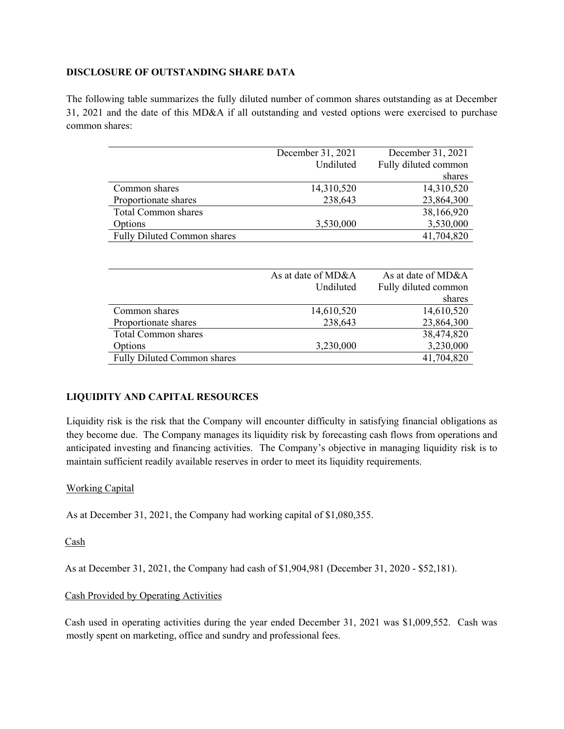**DISCLOSURE OF OUTSTANDING SHARE DATA**

The following table summarizes the fully diluted number of common shares outstanding as at December 31, 2021 and the date of this MD&A if all outstanding and vested options were exercised to purchase common shares:

| | December 31, 2021 Undiluted | December 31, 2021 Fully diluted common shares |
|---|---|---|
| Common shares | 14,310,520 | 14,310,520 |
| Proportionate shares | 238,643 | 23,864,300 |
| Total Common shares | | 38,166,920 |
| Options | 3,530,000 | 3,530,000 |
| Fully Diluted Common shares | | 41,704,820 |

| | As at date of MD&A Undiluted | As at date of MD&A Fully diluted common shares |
|---|---|---|
| Common shares | 14,610,520 | 14,610,520 |
| Proportionate shares | 238,643 | 23,864,300 |
| Total Common shares | | 38,474,820 |
| Options | 3,230,000 | 3,230,000 |
| Fully Diluted Common shares | | 41,704,820 |

**LIQUIDITY AND CAPITAL RESOURCES**

Liquidity risk is the risk that the Company will encounter difficulty in satisfying financial obligations as they become due. The Company manages its liquidity risk by forecasting cash flows from operations and anticipated investing and financing activities. The Company's objective in managing liquidity risk is to maintain sufficient readily available reserves in order to meet its liquidity requirements.

Working Capital

As at December 31, 2021, the Company had working capital of $1,080,355.

Cash

As at December 31, 2021, the Company had cash of $1,904,981 (December 31, 2020 - $52,181).

Cash Provided by Operating Activities

Cash used in operating activities during the year ended December 31, 2021 was $1,009,552. Cash was mostly spent on marketing, office and sundry and professional fees.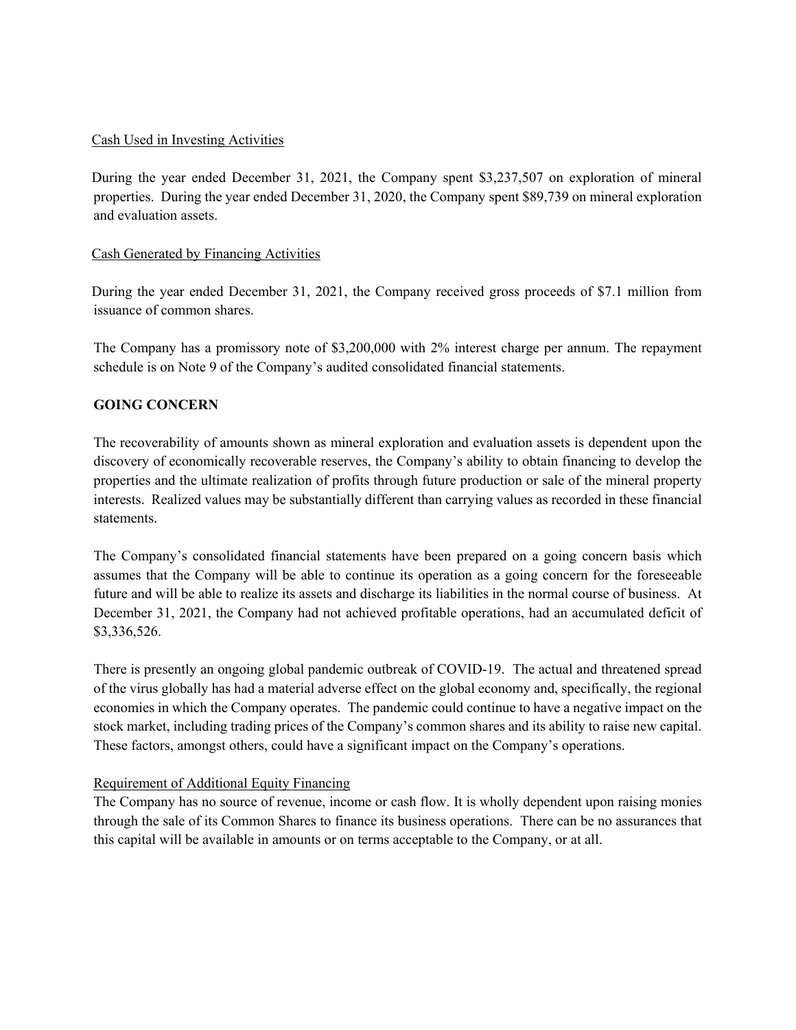Cash Used in Investing Activities

During the year ended December 31, 2021, the Company spent $3,237,507 on exploration of mineral properties. During the year ended December 31, 2020, the Company spent $89,739 on mineral exploration and evaluation assets.

Cash Generated by Financing Activities

During the year ended December 31, 2021, the Company received gross proceeds of $7.1 million from issuance of common shares.

The Company has a promissory note of $3,200,000 with 2% interest charge per annum. The repayment schedule is on Note 9 of the Company's audited consolidated financial statements.

## GOING CONCERN

The recoverability of amounts shown as mineral exploration and evaluation assets is dependent upon the discovery of economically recoverable reserves, the Company's ability to obtain financing to develop the properties and the ultimate realization of profits through future production or sale of the mineral property interests. Realized values may be substantially different than carrying values as recorded in these financial statements.

The Company's consolidated financial statements have been prepared on a going concern basis which assumes that the Company will be able to continue its operation as a going concern for the foreseeable future and will be able to realize its assets and discharge its liabilities in the normal course of business. At December 31, 2021, the Company had not achieved profitable operations, had an accumulated deficit of $3,336,526.

There is presently an ongoing global pandemic outbreak of COVID-19. The actual and threatened spread of the virus globally has had a material adverse effect on the global economy and, specifically, the regional economies in which the Company operates. The pandemic could continue to have a negative impact on the stock market, including trading prices of the Company's common shares and its ability to raise new capital. These factors, amongst others, could have a significant impact on the Company's operations.

Requirement of Additional Equity Financing

The Company has no source of revenue, income or cash flow. It is wholly dependent upon raising monies through the sale of its Common Shares to finance its business operations. There can be no assurances that this capital will be available in amounts or on terms acceptable to the Company, or at all.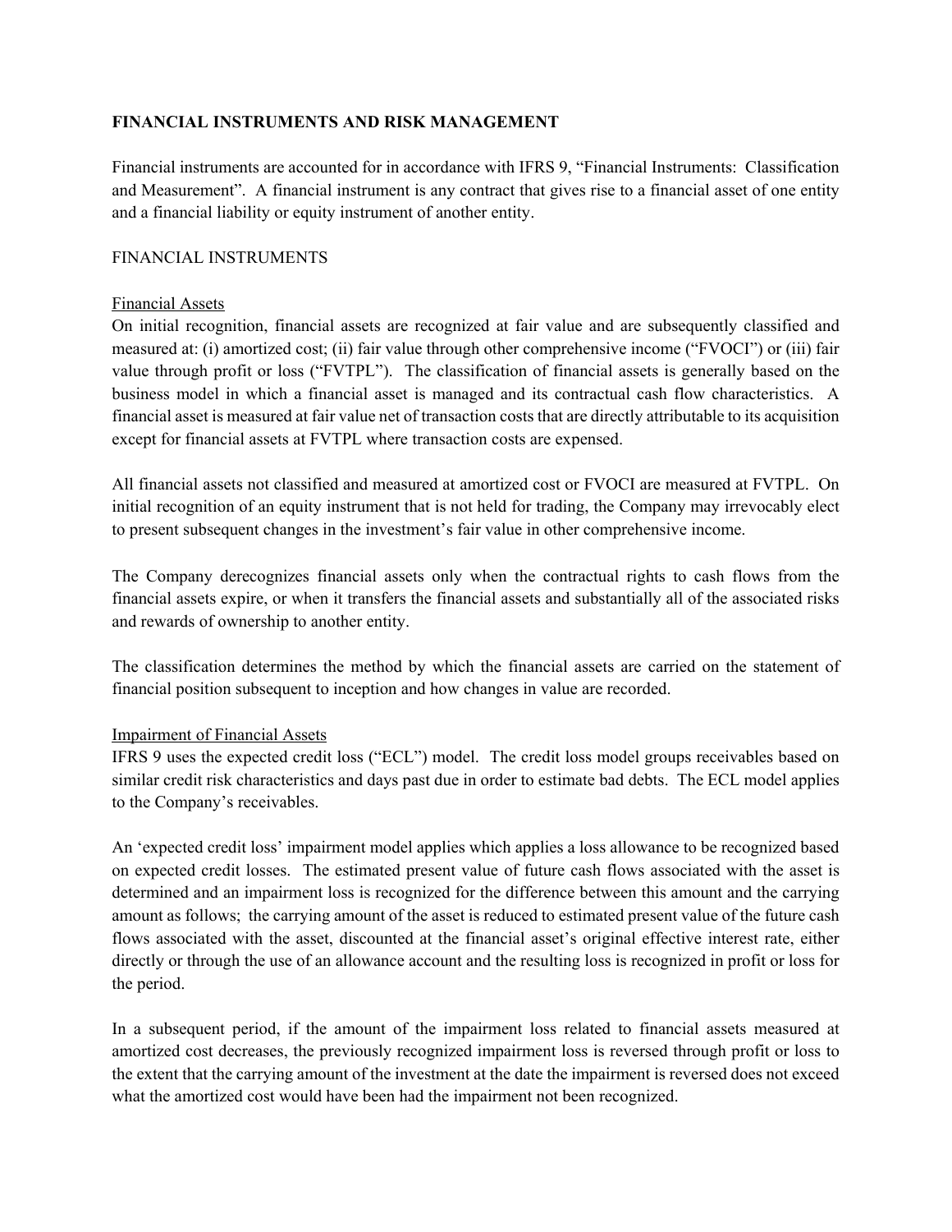**FINANCIAL INSTRUMENTS AND RISK MANAGEMENT**

Financial instruments are accounted for in accordance with IFRS 9, "Financial Instruments: Classification and Measurement". A financial instrument is any contract that gives rise to a financial asset of one entity and a financial liability or equity instrument of another entity.

FINANCIAL INSTRUMENTS

Financial Assets

On initial recognition, financial assets are recognized at fair value and are subsequently classified and measured at: (i) amortized cost; (ii) fair value through other comprehensive income ("FVOCI") or (iii) fair value through profit or loss ("FVTPL"). The classification of financial assets is generally based on the business model in which a financial asset is managed and its contractual cash flow characteristics. A financial asset is measured at fair value net of transaction costs that are directly attributable to its acquisition except for financial assets at FVTPL where transaction costs are expensed.

All financial assets not classified and measured at amortized cost or FVOCI are measured at FVTPL. On initial recognition of an equity instrument that is not held for trading, the Company may irrevocably elect to present subsequent changes in the investment's fair value in other comprehensive income.

The Company derecognizes financial assets only when the contractual rights to cash flows from the financial assets expire, or when it transfers the financial assets and substantially all of the associated risks and rewards of ownership to another entity.

The classification determines the method by which the financial assets are carried on the statement of financial position subsequent to inception and how changes in value are recorded.

Impairment of Financial Assets

IFRS 9 uses the expected credit loss ("ECL") model. The credit loss model groups receivables based on similar credit risk characteristics and days past due in order to estimate bad debts. The ECL model applies to the Company's receivables.

An 'expected credit loss' impairment model applies which applies a loss allowance to be recognized based on expected credit losses. The estimated present value of future cash flows associated with the asset is determined and an impairment loss is recognized for the difference between this amount and the carrying amount as follows; the carrying amount of the asset is reduced to estimated present value of the future cash flows associated with the asset, discounted at the financial asset's original effective interest rate, either directly or through the use of an allowance account and the resulting loss is recognized in profit or loss for the period.

In a subsequent period, if the amount of the impairment loss related to financial assets measured at amortized cost decreases, the previously recognized impairment loss is reversed through profit or loss to the extent that the carrying amount of the investment at the date the impairment is reversed does not exceed what the amortized cost would have been had the impairment not been recognized.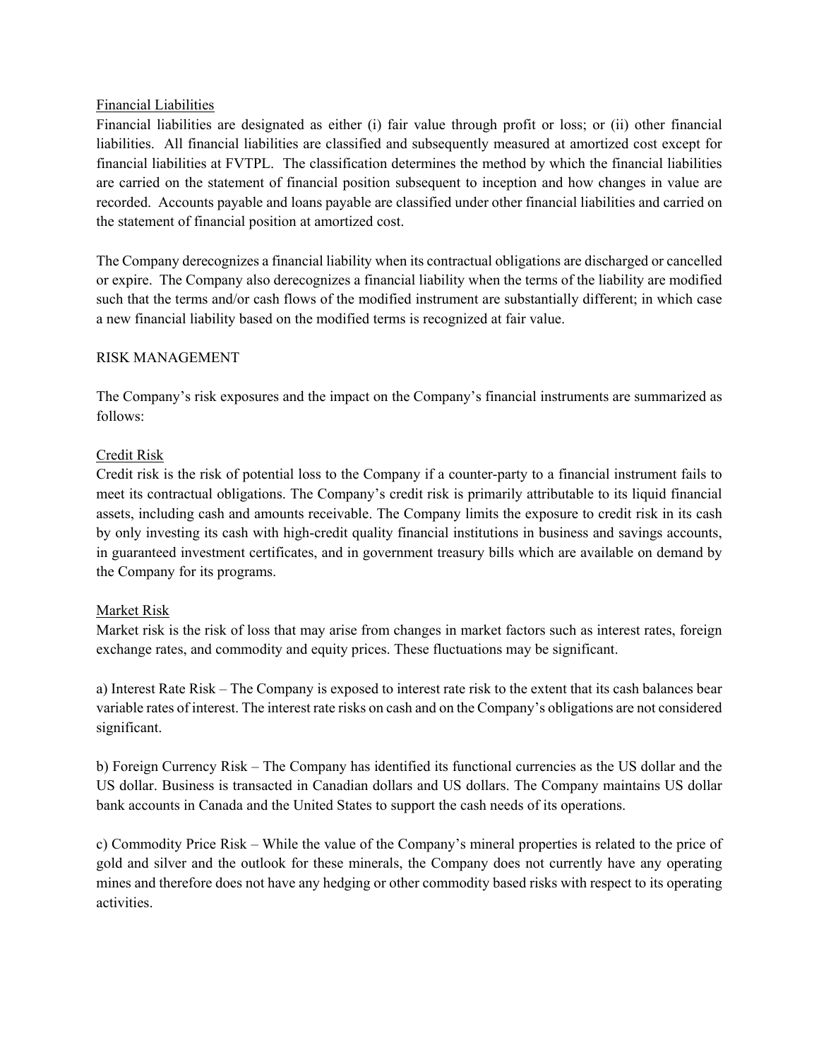Financial Liabilities

Financial liabilities are designated as either (i) fair value through profit or loss; or (ii) other financial liabilities. All financial liabilities are classified and subsequently measured at amortized cost except for financial liabilities at FVTPL. The classification determines the method by which the financial liabilities are carried on the statement of financial position subsequent to inception and how changes in value are recorded. Accounts payable and loans payable are classified under other financial liabilities and carried on the statement of financial position at amortized cost.

The Company derecognizes a financial liability when its contractual obligations are discharged or cancelled or expire. The Company also derecognizes a financial liability when the terms of the liability are modified such that the terms and/or cash flows of the modified instrument are substantially different; in which case a new financial liability based on the modified terms is recognized at fair value.

## RISK MANAGEMENT

The Company's risk exposures and the impact on the Company's financial instruments are summarized as follows:

Credit Risk

Credit risk is the risk of potential loss to the Company if a counter-party to a financial instrument fails to meet its contractual obligations. The Company's credit risk is primarily attributable to its liquid financial assets, including cash and amounts receivable. The Company limits the exposure to credit risk in its cash by only investing its cash with high-credit quality financial institutions in business and savings accounts, in guaranteed investment certificates, and in government treasury bills which are available on demand by the Company for its programs.

Market Risk

Market risk is the risk of loss that may arise from changes in market factors such as interest rates, foreign exchange rates, and commodity and equity prices. These fluctuations may be significant.

a) Interest Rate Risk – The Company is exposed to interest rate risk to the extent that its cash balances bear variable rates of interest. The interest rate risks on cash and on the Company's obligations are not considered significant.

b) Foreign Currency Risk – The Company has identified its functional currencies as the US dollar and the US dollar. Business is transacted in Canadian dollars and US dollars. The Company maintains US dollar bank accounts in Canada and the United States to support the cash needs of its operations.

c) Commodity Price Risk – While the value of the Company's mineral properties is related to the price of gold and silver and the outlook for these minerals, the Company does not currently have any operating mines and therefore does not have any hedging or other commodity based risks with respect to its operating activities.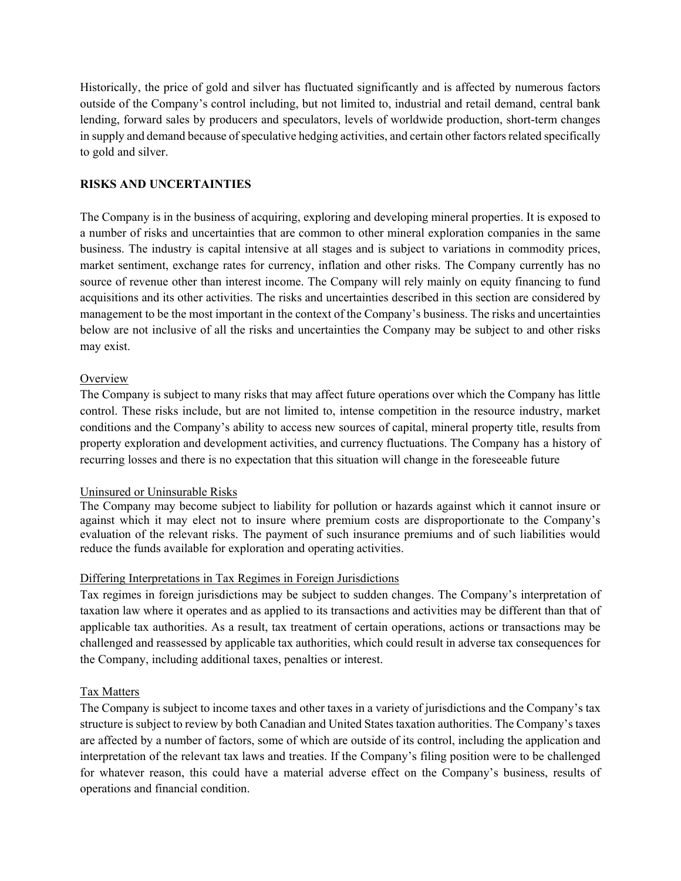Historically, the price of gold and silver has fluctuated significantly and is affected by numerous factors outside of the Company's control including, but not limited to, industrial and retail demand, central bank lending, forward sales by producers and speculators, levels of worldwide production, short-term changes in supply and demand because of speculative hedging activities, and certain other factors related specifically to gold and silver.

## RISKS AND UNCERTAINTIES

The Company is in the business of acquiring, exploring and developing mineral properties. It is exposed to a number of risks and uncertainties that are common to other mineral exploration companies in the same business. The industry is capital intensive at all stages and is subject to variations in commodity prices, market sentiment, exchange rates for currency, inflation and other risks. The Company currently has no source of revenue other than interest income. The Company will rely mainly on equity financing to fund acquisitions and its other activities. The risks and uncertainties described in this section are considered by management to be the most important in the context of the Company's business. The risks and uncertainties below are not inclusive of all the risks and uncertainties the Company may be subject to and other risks may exist.

### Overview

The Company is subject to many risks that may affect future operations over which the Company has little control. These risks include, but are not limited to, intense competition in the resource industry, market conditions and the Company's ability to access new sources of capital, mineral property title, results from property exploration and development activities, and currency fluctuations. The Company has a history of recurring losses and there is no expectation that this situation will change in the foreseeable future

### Uninsured or Uninsurable Risks

The Company may become subject to liability for pollution or hazards against which it cannot insure or against which it may elect not to insure where premium costs are disproportionate to the Company's evaluation of the relevant risks. The payment of such insurance premiums and of such liabilities would reduce the funds available for exploration and operating activities.

### Differing Interpretations in Tax Regimes in Foreign Jurisdictions

Tax regimes in foreign jurisdictions may be subject to sudden changes. The Company's interpretation of taxation law where it operates and as applied to its transactions and activities may be different than that of applicable tax authorities. As a result, tax treatment of certain operations, actions or transactions may be challenged and reassessed by applicable tax authorities, which could result in adverse tax consequences for the Company, including additional taxes, penalties or interest.

### Tax Matters

The Company is subject to income taxes and other taxes in a variety of jurisdictions and the Company's tax structure is subject to review by both Canadian and United States taxation authorities. The Company's taxes are affected by a number of factors, some of which are outside of its control, including the application and interpretation of the relevant tax laws and treaties. If the Company's filing position were to be challenged for whatever reason, this could have a material adverse effect on the Company's business, results of operations and financial condition.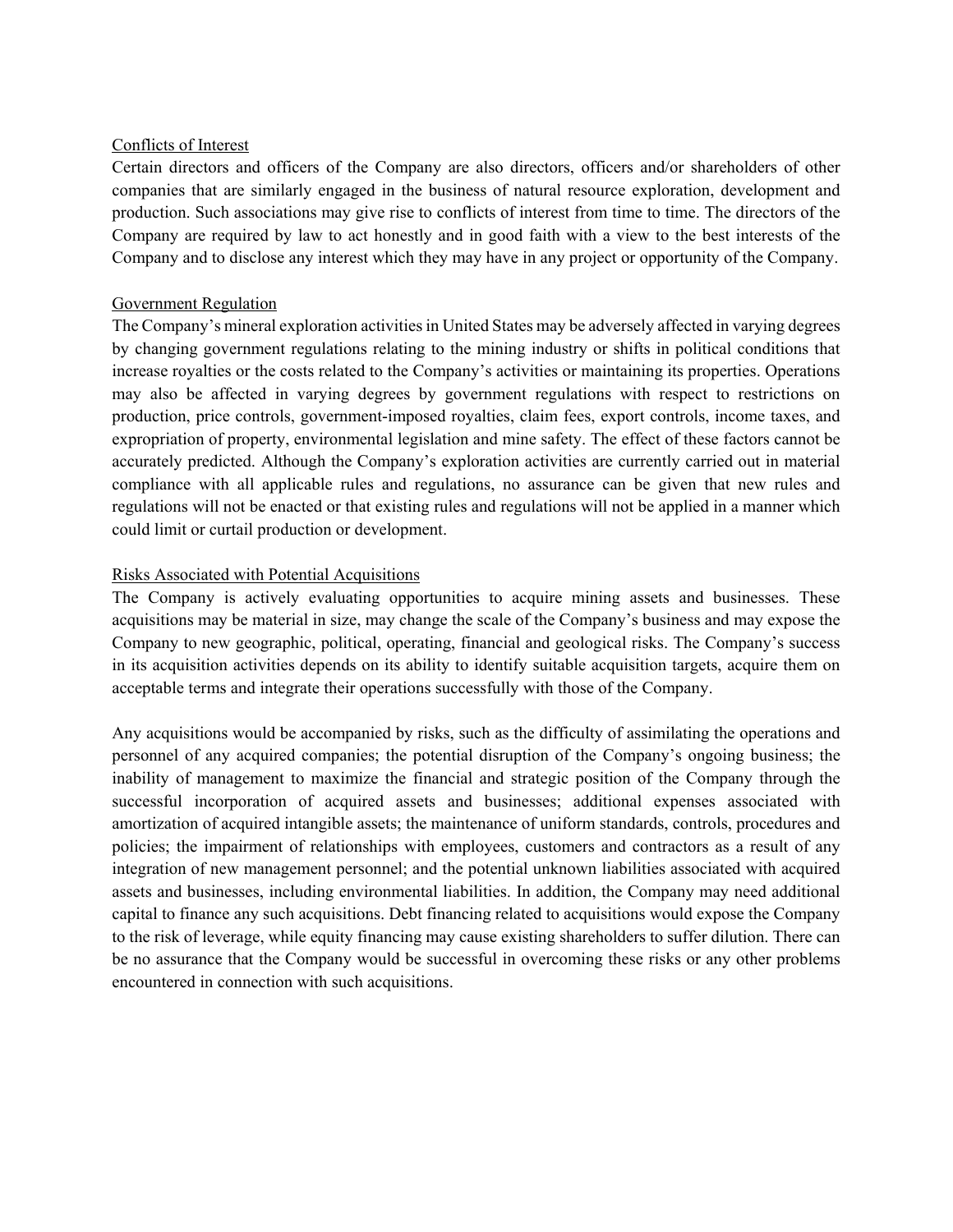Conflicts of Interest

Certain directors and officers of the Company are also directors, officers and/or shareholders of other companies that are similarly engaged in the business of natural resource exploration, development and production. Such associations may give rise to conflicts of interest from time to time. The directors of the Company are required by law to act honestly and in good faith with a view to the best interests of the Company and to disclose any interest which they may have in any project or opportunity of the Company.

Government Regulation

The Company's mineral exploration activities in United States may be adversely affected in varying degrees by changing government regulations relating to the mining industry or shifts in political conditions that increase royalties or the costs related to the Company's activities or maintaining its properties. Operations may also be affected in varying degrees by government regulations with respect to restrictions on production, price controls, government-imposed royalties, claim fees, export controls, income taxes, and expropriation of property, environmental legislation and mine safety. The effect of these factors cannot be accurately predicted. Although the Company's exploration activities are currently carried out in material compliance with all applicable rules and regulations, no assurance can be given that new rules and regulations will not be enacted or that existing rules and regulations will not be applied in a manner which could limit or curtail production or development.

Risks Associated with Potential Acquisitions

The Company is actively evaluating opportunities to acquire mining assets and businesses. These acquisitions may be material in size, may change the scale of the Company's business and may expose the Company to new geographic, political, operating, financial and geological risks. The Company's success in its acquisition activities depends on its ability to identify suitable acquisition targets, acquire them on acceptable terms and integrate their operations successfully with those of the Company.

Any acquisitions would be accompanied by risks, such as the difficulty of assimilating the operations and personnel of any acquired companies; the potential disruption of the Company's ongoing business; the inability of management to maximize the financial and strategic position of the Company through the successful incorporation of acquired assets and businesses; additional expenses associated with amortization of acquired intangible assets; the maintenance of uniform standards, controls, procedures and policies; the impairment of relationships with employees, customers and contractors as a result of any integration of new management personnel; and the potential unknown liabilities associated with acquired assets and businesses, including environmental liabilities. In addition, the Company may need additional capital to finance any such acquisitions. Debt financing related to acquisitions would expose the Company to the risk of leverage, while equity financing may cause existing shareholders to suffer dilution. There can be no assurance that the Company would be successful in overcoming these risks or any other problems encountered in connection with such acquisitions.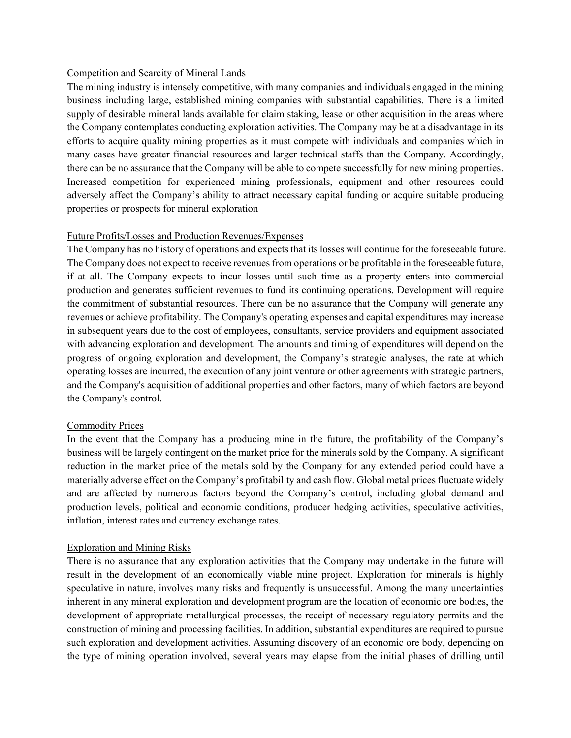Competition and Scarcity of Mineral Lands

The mining industry is intensely competitive, with many companies and individuals engaged in the mining business including large, established mining companies with substantial capabilities. There is a limited supply of desirable mineral lands available for claim staking, lease or other acquisition in the areas where the Company contemplates conducting exploration activities. The Company may be at a disadvantage in its efforts to acquire quality mining properties as it must compete with individuals and companies which in many cases have greater financial resources and larger technical staffs than the Company. Accordingly, there can be no assurance that the Company will be able to compete successfully for new mining properties. Increased competition for experienced mining professionals, equipment and other resources could adversely affect the Company's ability to attract necessary capital funding or acquire suitable producing properties or prospects for mineral exploration

Future Profits/Losses and Production Revenues/Expenses

The Company has no history of operations and expects that its losses will continue for the foreseeable future. The Company does not expect to receive revenues from operations or be profitable in the foreseeable future, if at all. The Company expects to incur losses until such time as a property enters into commercial production and generates sufficient revenues to fund its continuing operations. Development will require the commitment of substantial resources. There can be no assurance that the Company will generate any revenues or achieve profitability. The Company's operating expenses and capital expenditures may increase in subsequent years due to the cost of employees, consultants, service providers and equipment associated with advancing exploration and development. The amounts and timing of expenditures will depend on the progress of ongoing exploration and development, the Company's strategic analyses, the rate at which operating losses are incurred, the execution of any joint venture or other agreements with strategic partners, and the Company's acquisition of additional properties and other factors, many of which factors are beyond the Company's control.

Commodity Prices

In the event that the Company has a producing mine in the future, the profitability of the Company's business will be largely contingent on the market price for the minerals sold by the Company. A significant reduction in the market price of the metals sold by the Company for any extended period could have a materially adverse effect on the Company's profitability and cash flow. Global metal prices fluctuate widely and are affected by numerous factors beyond the Company's control, including global demand and production levels, political and economic conditions, producer hedging activities, speculative activities, inflation, interest rates and currency exchange rates.

Exploration and Mining Risks

There is no assurance that any exploration activities that the Company may undertake in the future will result in the development of an economically viable mine project. Exploration for minerals is highly speculative in nature, involves many risks and frequently is unsuccessful. Among the many uncertainties inherent in any mineral exploration and development program are the location of economic ore bodies, the development of appropriate metallurgical processes, the receipt of necessary regulatory permits and the construction of mining and processing facilities. In addition, substantial expenditures are required to pursue such exploration and development activities. Assuming discovery of an economic ore body, depending on the type of mining operation involved, several years may elapse from the initial phases of drilling until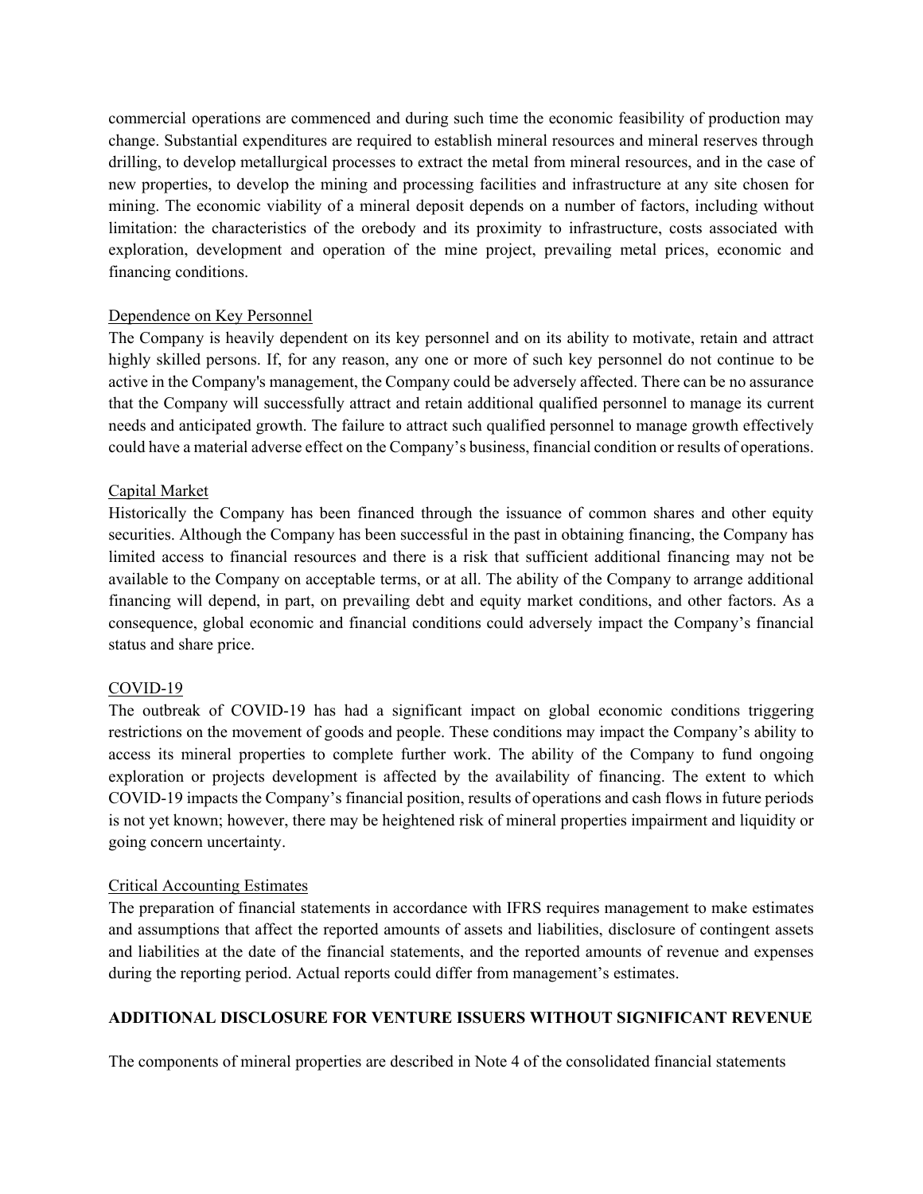commercial operations are commenced and during such time the economic feasibility of production may change. Substantial expenditures are required to establish mineral resources and mineral reserves through drilling, to develop metallurgical processes to extract the metal from mineral resources, and in the case of new properties, to develop the mining and processing facilities and infrastructure at any site chosen for mining. The economic viability of a mineral deposit depends on a number of factors, including without limitation: the characteristics of the orebody and its proximity to infrastructure, costs associated with exploration, development and operation of the mine project, prevailing metal prices, economic and financing conditions.

Dependence on Key Personnel

The Company is heavily dependent on its key personnel and on its ability to motivate, retain and attract highly skilled persons. If, for any reason, any one or more of such key personnel do not continue to be active in the Company's management, the Company could be adversely affected. There can be no assurance that the Company will successfully attract and retain additional qualified personnel to manage its current needs and anticipated growth. The failure to attract such qualified personnel to manage growth effectively could have a material adverse effect on the Company's business, financial condition or results of operations.

Capital Market

Historically the Company has been financed through the issuance of common shares and other equity securities. Although the Company has been successful in the past in obtaining financing, the Company has limited access to financial resources and there is a risk that sufficient additional financing may not be available to the Company on acceptable terms, or at all. The ability of the Company to arrange additional financing will depend, in part, on prevailing debt and equity market conditions, and other factors. As a consequence, global economic and financial conditions could adversely impact the Company's financial status and share price.

COVID-19

The outbreak of COVID-19 has had a significant impact on global economic conditions triggering restrictions on the movement of goods and people. These conditions may impact the Company's ability to access its mineral properties to complete further work. The ability of the Company to fund ongoing exploration or projects development is affected by the availability of financing. The extent to which COVID-19 impacts the Company's financial position, results of operations and cash flows in future periods is not yet known; however, there may be heightened risk of mineral properties impairment and liquidity or going concern uncertainty.

Critical Accounting Estimates

The preparation of financial statements in accordance with IFRS requires management to make estimates and assumptions that affect the reported amounts of assets and liabilities, disclosure of contingent assets and liabilities at the date of the financial statements, and the reported amounts of revenue and expenses during the reporting period. Actual reports could differ from management's estimates.

## ADDITIONAL DISCLOSURE FOR VENTURE ISSUERS WITHOUT SIGNIFICANT REVENUE

The components of mineral properties are described in Note 4 of the consolidated financial statements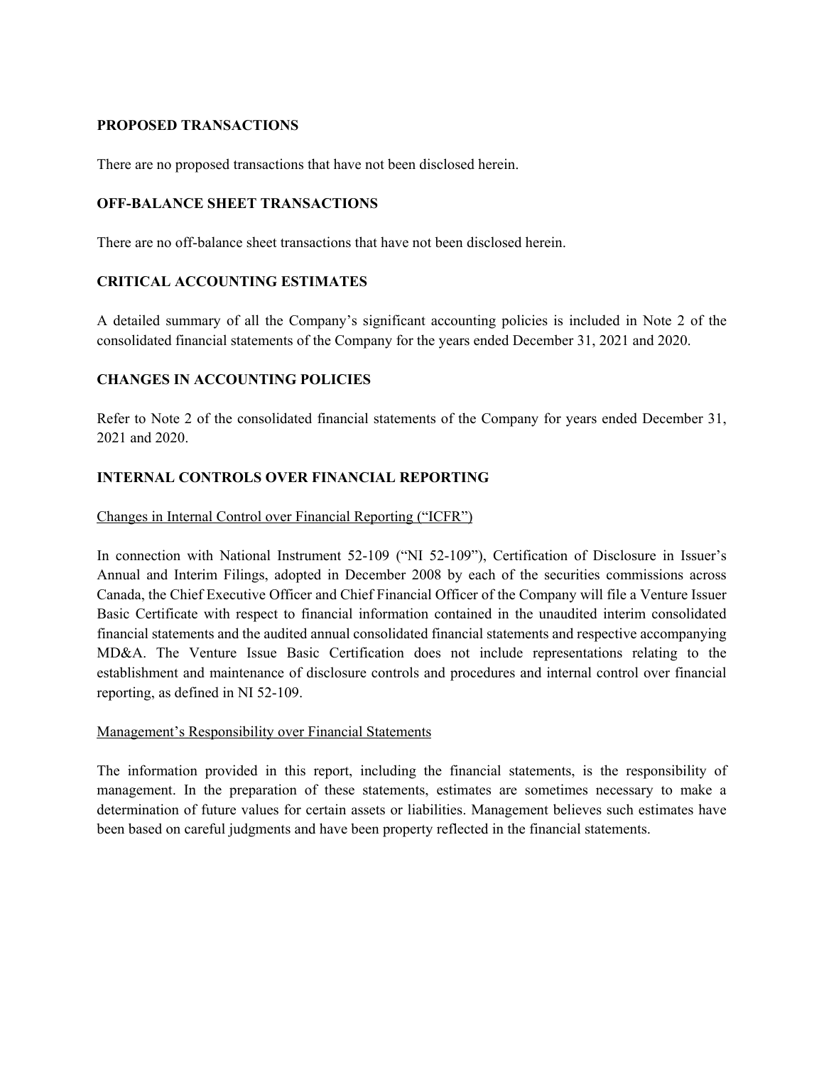## PROPOSED TRANSACTIONS

There are no proposed transactions that have not been disclosed herein.

## OFF-BALANCE SHEET TRANSACTIONS

There are no off-balance sheet transactions that have not been disclosed herein.

## CRITICAL ACCOUNTING ESTIMATES

A detailed summary of all the Company's significant accounting policies is included in Note 2 of the consolidated financial statements of the Company for the years ended December 31, 2021 and 2020.

## CHANGES IN ACCOUNTING POLICIES

Refer to Note 2 of the consolidated financial statements of the Company for years ended December 31, 2021 and 2020.

## INTERNAL CONTROLS OVER FINANCIAL REPORTING

### Changes in Internal Control over Financial Reporting ("ICFR")

In connection with National Instrument 52-109 ("NI 52-109"), Certification of Disclosure in Issuer's Annual and Interim Filings, adopted in December 2008 by each of the securities commissions across Canada, the Chief Executive Officer and Chief Financial Officer of the Company will file a Venture Issuer Basic Certificate with respect to financial information contained in the unaudited interim consolidated financial statements and the audited annual consolidated financial statements and respective accompanying MD&A. The Venture Issue Basic Certification does not include representations relating to the establishment and maintenance of disclosure controls and procedures and internal control over financial reporting, as defined in NI 52-109.

### Management's Responsibility over Financial Statements

The information provided in this report, including the financial statements, is the responsibility of management. In the preparation of these statements, estimates are sometimes necessary to make a determination of future values for certain assets or liabilities. Management believes such estimates have been based on careful judgments and have been property reflected in the financial statements.